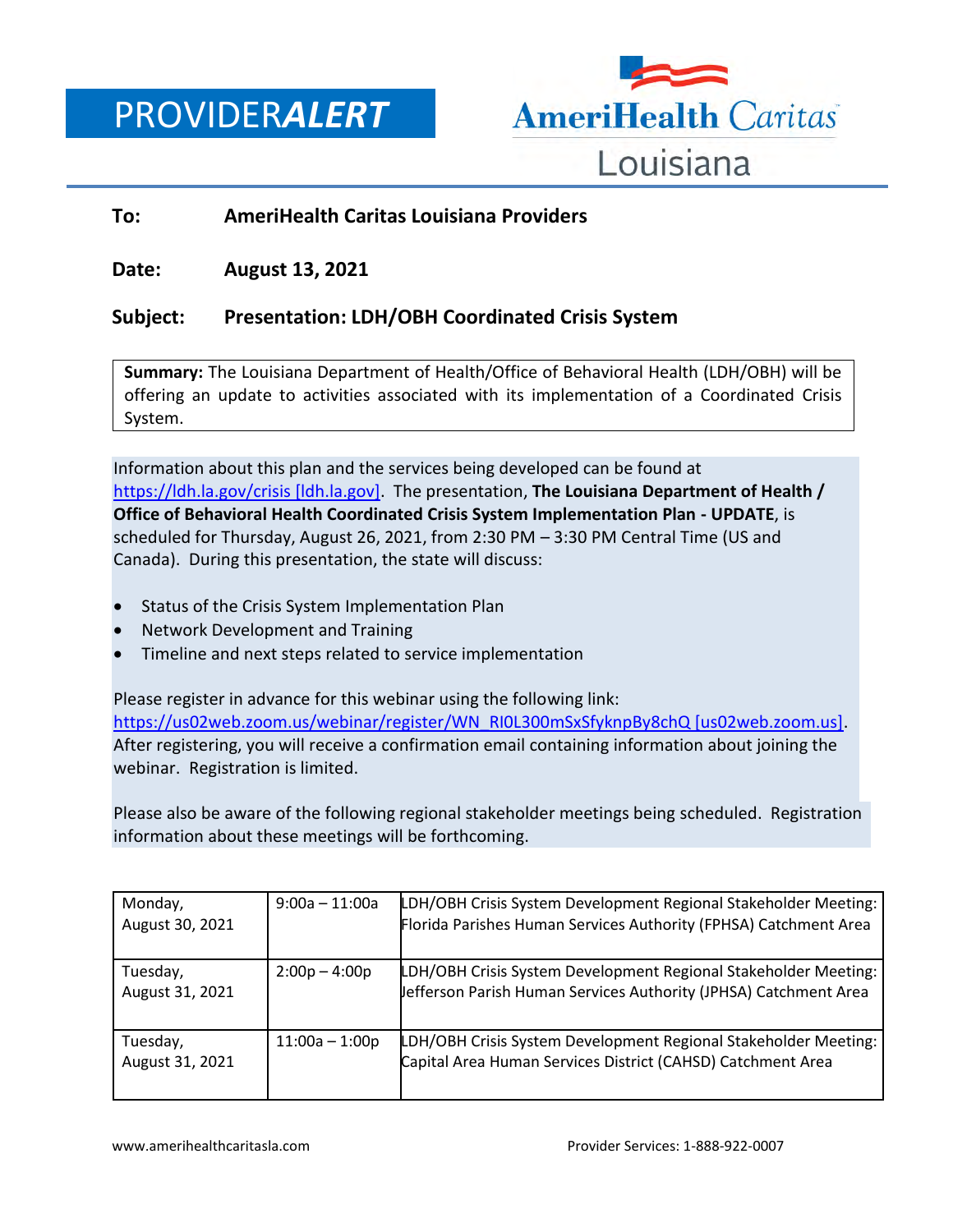# PROVIDER*ALERT*

AmeriHealth Caritas Louisiana

**To:** **AmeriHealth Caritas Louisiana Providers**

**Date:** **August 13, 2021**

**Subject:** **Presentation: LDH/OBH Coordinated Crisis System**

**Summary:** The Louisiana Department of Health/Office of Behavioral Health (LDH/OBH) will be offering an update to activities associated with its implementation of a Coordinated Crisis System.

Information about this plan and the services being developed can be found at https://ldh.la.gov/crisis [ldh.la.gov]. The presentation, **The Louisiana Department of Health / Office of Behavioral Health Coordinated Crisis System Implementation Plan - UPDATE**, is scheduled for Thursday, August 26, 2021, from 2:30 PM – 3:30 PM Central Time (US and Canada). During this presentation, the state will discuss:

- Status of the Crisis System Implementation Plan
- Network Development and Training
- Timeline and next steps related to service implementation

Please register in advance for this webinar using the following link: https://us02web.zoom.us/webinar/register/WN_RI0L300mSxSfyknpBy8chQ [us02web.zoom.us]. After registering, you will receive a confirmation email containing information about joining the webinar. Registration is limited.

Please also be aware of the following regional stakeholder meetings being scheduled. Registration information about these meetings will be forthcoming.

| | | |
|---|---|---|
| Monday, August 30, 2021 | 9:00a – 11:00a | LDH/OBH Crisis System Development Regional Stakeholder Meeting: Florida Parishes Human Services Authority (FPHSA) Catchment Area |
| Tuesday, August 31, 2021 | 2:00p – 4:00p | LDH/OBH Crisis System Development Regional Stakeholder Meeting: Jefferson Parish Human Services Authority (JPHSA) Catchment Area |
| Tuesday, August 31, 2021 | 11:00a – 1:00p | LDH/OBH Crisis System Development Regional Stakeholder Meeting: Capital Area Human Services District (CAHSD) Catchment Area |

www.amerihealthcaritasla.com Provider Services: 1-888-922-0007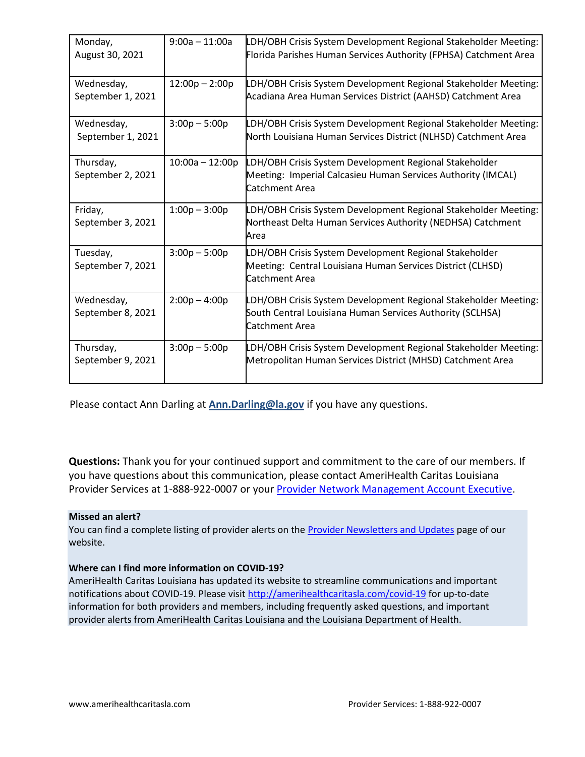| | | |
|---|---|---|
| Monday, August 30, 2021 | 9:00a – 11:00a | LDH/OBH Crisis System Development Regional Stakeholder Meeting: Florida Parishes Human Services Authority (FPHSA) Catchment Area |
| Wednesday, September 1, 2021 | 12:00p – 2:00p | LDH/OBH Crisis System Development Regional Stakeholder Meeting: Acadiana Area Human Services District (AAHSD) Catchment Area |
| Wednesday, September 1, 2021 | 3:00p – 5:00p | LDH/OBH Crisis System Development Regional Stakeholder Meeting: North Louisiana Human Services District (NLHSD) Catchment Area |
| Thursday, September 2, 2021 | 10:00a – 12:00p | LDH/OBH Crisis System Development Regional Stakeholder Meeting: Imperial Calcasieu Human Services Authority (IMCAL) Catchment Area |
| Friday, September 3, 2021 | 1:00p – 3:00p | LDH/OBH Crisis System Development Regional Stakeholder Meeting: Northeast Delta Human Services Authority (NEDHSA) Catchment Area |
| Tuesday, September 7, 2021 | 3:00p – 5:00p | LDH/OBH Crisis System Development Regional Stakeholder Meeting: Central Louisiana Human Services District (CLHSD) Catchment Area |
| Wednesday, September 8, 2021 | 2:00p – 4:00p | LDH/OBH Crisis System Development Regional Stakeholder Meeting: South Central Louisiana Human Services Authority (SCLHSA) Catchment Area |
| Thursday, September 9, 2021 | 3:00p – 5:00p | LDH/OBH Crisis System Development Regional Stakeholder Meeting: Metropolitan Human Services District (MHSD) Catchment Area |

Please contact Ann Darling at **Ann.Darling@la.gov** if you have any questions.

**Questions:** Thank you for your continued support and commitment to the care of our members. If you have questions about this communication, please contact AmeriHealth Caritas Louisiana Provider Services at 1-888-922-0007 or your Provider Network Management Account Executive.

**Missed an alert?**
You can find a complete listing of provider alerts on the Provider Newsletters and Updates page of our website.

**Where can I find more information on COVID-19?**
AmeriHealth Caritas Louisiana has updated its website to streamline communications and important notifications about COVID-19. Please visit http://amerihealthcaritasla.com/covid-19 for up-to-date information for both providers and members, including frequently asked questions, and important provider alerts from AmeriHealth Caritas Louisiana and the Louisiana Department of Health.